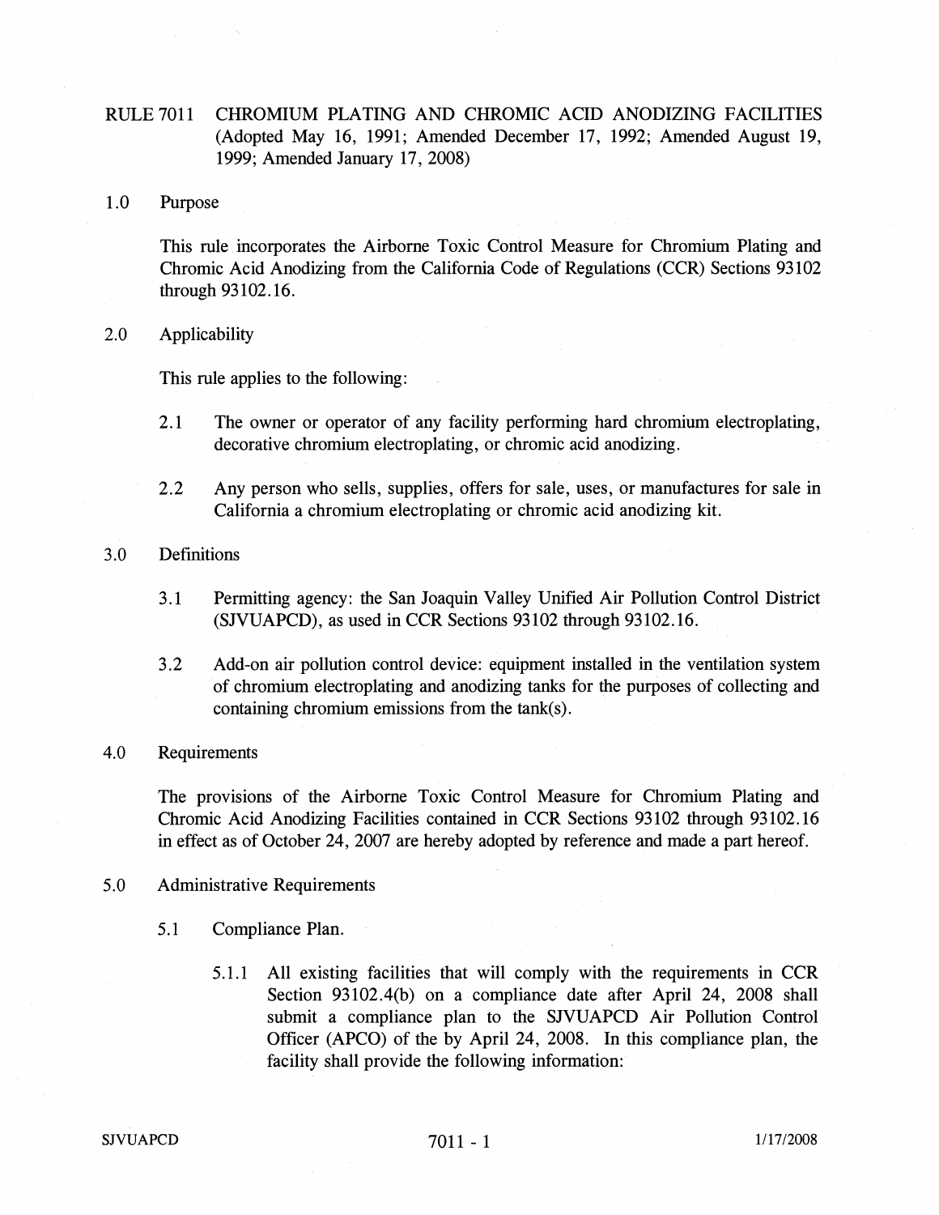# RULE 7011 CHROMIUM PLATING AND CHROMIC ACID ANODIZING FACILITIES (Adopted May 16, 1991; Amended December 17, 1992; Amended August 19, 1999; Amended January 17, 2008)

## 1.0 Purpose

This rule incorporates the Airborne Toxic Control Measure for Chromium Plating and Chromic Acid Anodizing from the California Code of Regulations (CCR) Sections 93102 through 93102.16.

## 2.0 Applicability

This rule applies to the following:

2.1 The owner or operator of any facility performing hard chromium electroplating, decorative chromium electroplating, or chromic acid anodizing.

2.2 Any person who sells, supplies, offers for sale, uses, or manufactures for sale in California a chromium electroplating or chromic acid anodizing kit.

## 3.0 Definitions

3.1 Permitting agency: the San Joaquin Valley Unified Air Pollution Control District (SJVUAPCD), as used in CCR Sections 93102 through 93102.16.

3.2 Add-on air pollution control device: equipment installed in the ventilation system of chromium electroplating and anodizing tanks for the purposes of collecting and containing chromium emissions from the tank(s).

## 4.0 Requirements

The provisions of the Airborne Toxic Control Measure for Chromium Plating and Chromic Acid Anodizing Facilities contained in CCR Sections 93102 through 93102.16 in effect as of October 24, 2007 are hereby adopted by reference and made a part hereof.

## 5.0 Administrative Requirements

5.1 Compliance Plan.

5.1.1 All existing facilities that will comply with the requirements in CCR Section 93102.4(b) on a compliance date after April 24, 2008 shall submit a compliance plan to the SJVUAPCD Air Pollution Control Officer (APCO) of the by April 24, 2008. In this compliance plan, the facility shall provide the following information: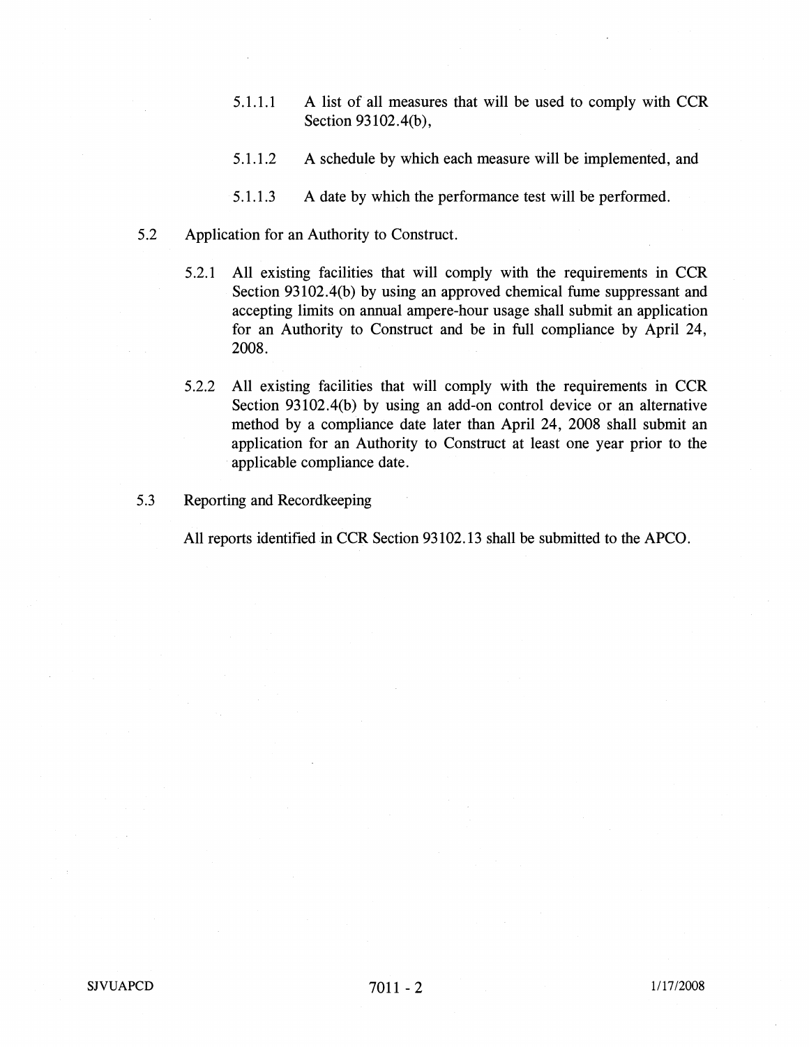5.1.1.1 A list of all measures that will be used to comply with CCR Section 93102.4(b),

5.1.1.2 A schedule by which each measure will be implemented, and

5.1.1.3 A date by which the performance test will be performed.

5.2 Application for an Authority to Construct.

5.2.1 All existing facilities that will comply with the requirements in CCR Section 93102.4(b) by using an approved chemical fume suppressant and accepting limits on annual ampere-hour usage shall submit an application for an Authority to Construct and be in full compliance by April 24, 2008.

5.2.2 All existing facilities that will comply with the requirements in CCR Section 93102.4(b) by using an add-on control device or an alternative method by a compliance date later than April 24, 2008 shall submit an application for an Authority to Construct at least one year prior to the applicable compliance date.

5.3 Reporting and Recordkeeping

All reports identified in CCR Section 93102.13 shall be submitted to the APCO.